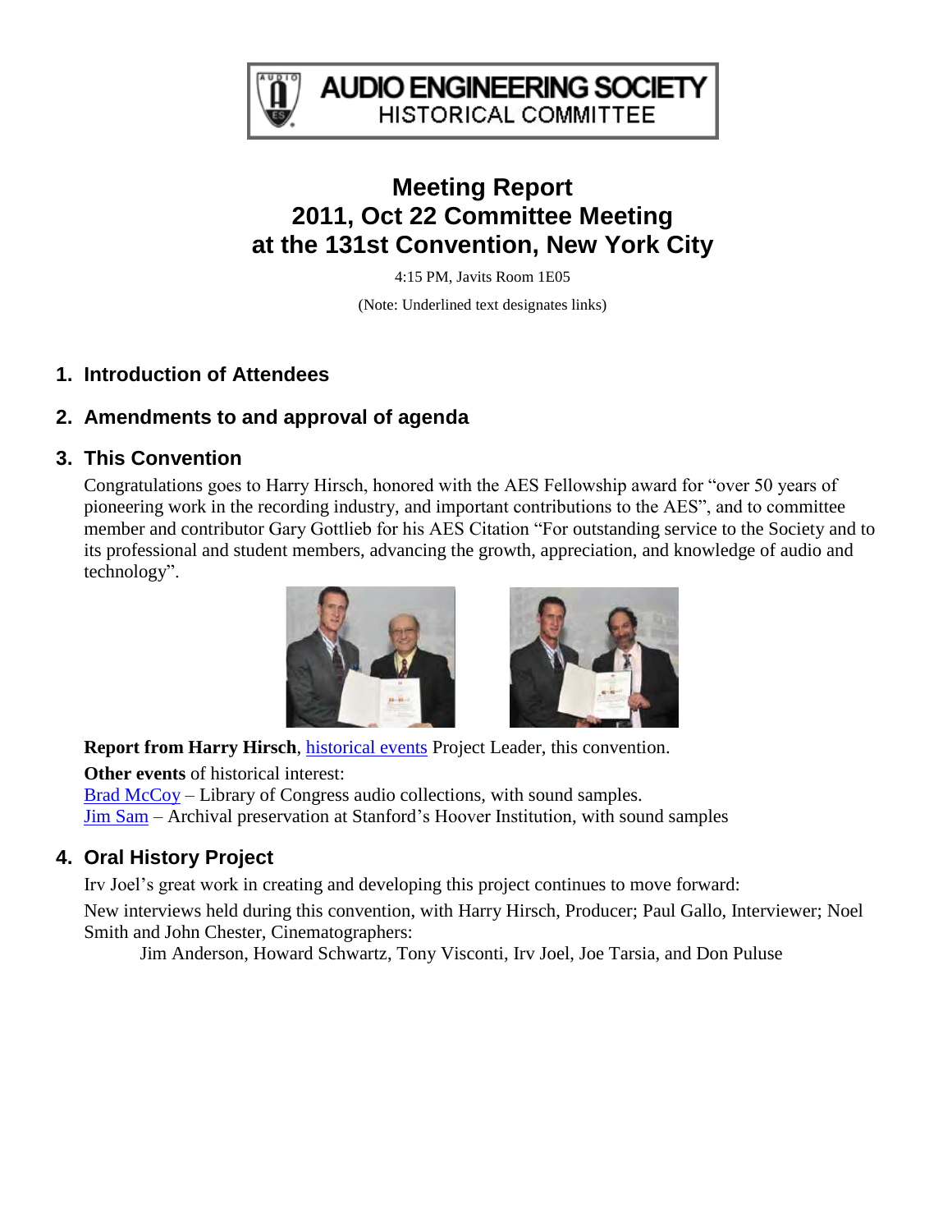AUDIO ENGINEERING SOCIETY
HISTORICAL COMMITTEE

# Meeting Report
# 2011, Oct 22 Committee Meeting
# at the 131st Convention, New York City

4:15 PM, Javits Room 1E05

(Note: Underlined text designates links)

## 1. Introduction of Attendees

## 2. Amendments to and approval of agenda

## 3. This Convention

Congratulations goes to Harry Hirsch, honored with the AES Fellowship award for "over 50 years of pioneering work in the recording industry, and important contributions to the AES", and to committee member and contributor Gary Gottlieb for his AES Citation "For outstanding service to the Society and to its professional and student members, advancing the growth, appreciation, and knowledge of audio and technology".

**Report from Harry Hirsch**, historical events Project Leader, this convention.

**Other events** of historical interest:
Brad McCoy – Library of Congress audio collections, with sound samples.
Jim Sam – Archival preservation at Stanford's Hoover Institution, with sound samples

## 4. Oral History Project

Irv Joel's great work in creating and developing this project continues to move forward:

New interviews held during this convention, with Harry Hirsch, Producer; Paul Gallo, Interviewer; Noel Smith and John Chester, Cinematographers:

Jim Anderson, Howard Schwartz, Tony Visconti, Irv Joel, Joe Tarsia, and Don Puluse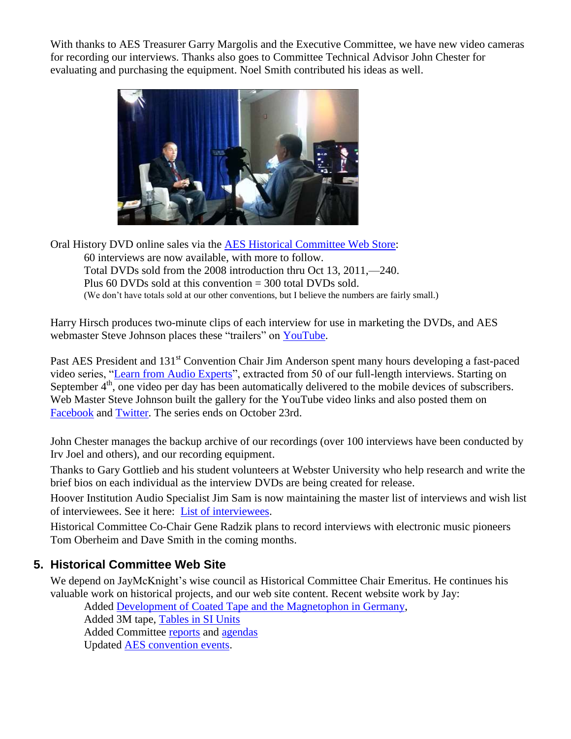With thanks to AES Treasurer Garry Margolis and the Executive Committee, we have new video cameras for recording our interviews. Thanks also goes to Committee Technical Advisor John Chester for evaluating and purchasing the equipment. Noel Smith contributed his ideas as well.

Oral History DVD online sales via the AES Historical Committee Web Store:

> 60 interviews are now available, with more to follow.
> Total DVDs sold from the 2008 introduction thru Oct 13, 2011,—240.
> Plus 60 DVDs sold at this convention = 300 total DVDs sold.
> (We don't have totals sold at our other conventions, but I believe the numbers are fairly small.)

Harry Hirsch produces two-minute clips of each interview for use in marketing the DVDs, and AES webmaster Steve Johnson places these "trailers" on YouTube.

Past AES President and 131st Convention Chair Jim Anderson spent many hours developing a fast-paced video series, "Learn from Audio Experts", extracted from 50 of our full-length interviews. Starting on September 4th, one video per day has been automatically delivered to the mobile devices of subscribers. Web Master Steve Johnson built the gallery for the YouTube video links and also posted them on Facebook and Twitter. The series ends on October 23rd.

John Chester manages the backup archive of our recordings (over 100 interviews have been conducted by Irv Joel and others), and our recording equipment.

Thanks to Gary Gottlieb and his student volunteers at Webster University who help research and write the brief bios on each individual as the interview DVDs are being created for release.

Hoover Institution Audio Specialist Jim Sam is now maintaining the master list of interviews and wish list of interviewees. See it here: List of interviewees.

Historical Committee Co-Chair Gene Radzik plans to record interviews with electronic music pioneers Tom Oberheim and Dave Smith in the coming months.

## 5. Historical Committee Web Site

We depend on JayMcKnight's wise council as Historical Committee Chair Emeritus. He continues his valuable work on historical projects, and our web site content. Recent website work by Jay:

> Added Development of Coated Tape and the Magnetophon in Germany,
> Added 3M tape, Tables in SI Units
> Added Committee reports and agendas
> Updated AES convention events.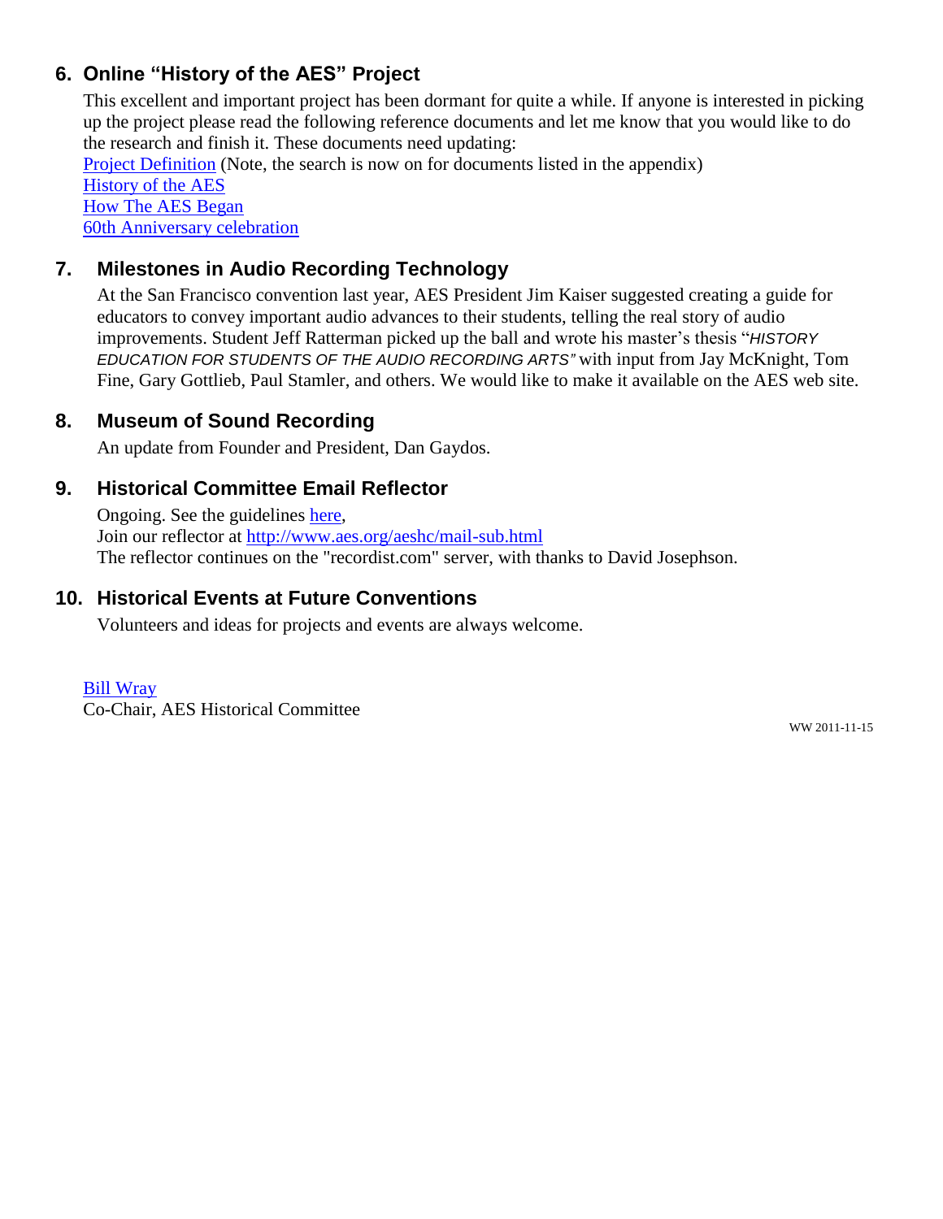## 6. Online "History of the AES" Project

This excellent and important project has been dormant for quite a while. If anyone is interested in picking up the project please read the following reference documents and let me know that you would like to do the research and finish it. These documents need updating:

Project Definition (Note, the search is now on for documents listed in the appendix)
History of the AES
How The AES Began
60th Anniversary celebration

## 7. Milestones in Audio Recording Technology

At the San Francisco convention last year, AES President Jim Kaiser suggested creating a guide for educators to convey important audio advances to their students, telling the real story of audio improvements. Student Jeff Ratterman picked up the ball and wrote his master's thesis "*HISTORY EDUCATION FOR STUDENTS OF THE AUDIO RECORDING ARTS"* with input from Jay McKnight, Tom Fine, Gary Gottlieb, Paul Stamler, and others. We would like to make it available on the AES web site.

## 8. Museum of Sound Recording

An update from Founder and President, Dan Gaydos.

## 9. Historical Committee Email Reflector

Ongoing. See the guidelines here,
Join our reflector at http://www.aes.org/aeshc/mail-sub.html
The reflector continues on the "recordist.com" server, with thanks to David Josephson.

## 10. Historical Events at Future Conventions

Volunteers and ideas for projects and events are always welcome.

Bill Wray
Co-Chair, AES Historical Committee

WW 2011-11-15